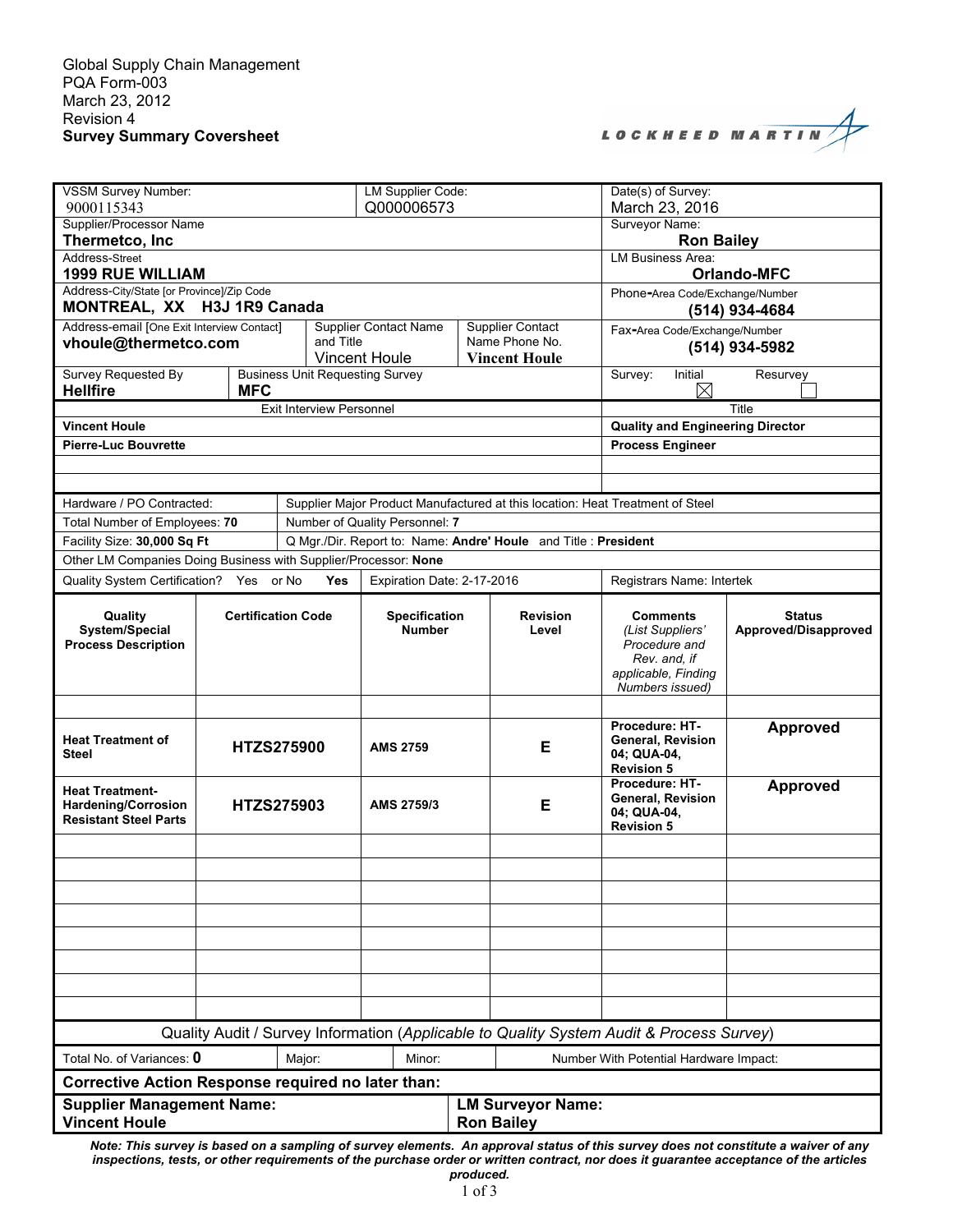Global Supply Chain Management
PQA Form-003
March 23, 2012
Revision 4
**Survey Summary Coversheet**

LOCKHEED MARTIN

| VSSM Survey Number: 9000115343 | LM Supplier Code: Q000006573 | Date(s) of Survey: March 23, 2016 |
|---|---|---|
| Supplier/Processor Name **Thermetco, Inc** | | Surveyor Name: **Ron Bailey** |
| Address-Street **1999 RUE WILLIAM** | | LM Business Area: **Orlando-MFC** |
| Address-City/State [or Province]/Zip Code **MONTREAL, XX H3J 1R9 Canada** | | Phone-Area Code/Exchange/Number **(514) 934-4684** |
| Address-email [One Exit Interview Contact] **vhoule@thermetco.com** | Supplier Contact Name and Title: Vincent Houle / Supplier Contact Name Phone No.: **Vincent Houle** | Fax-Area Code/Exchange/Number **(514) 934-5982** |
| Survey Requested By **Hellfire** | Business Unit Requesting Survey **MFC** | Survey: Initial ☒ Resurvey ☐ |

| Exit Interview Personnel | Title |
|---|---|
| **Vincent Houle** | **Quality and Engineering Director** |
| **Pierre-Luc Bouvrette** | **Process Engineer** |
| | |
| | |

| | |
|---|---|
| Hardware / PO Contracted: | Supplier Major Product Manufactured at this location: Heat Treatment of Steel |
| Total Number of Employees: **70** | Number of Quality Personnel: **7** |
| Facility Size: **30,000 Sq Ft** | Q Mgr./Dir. Report to: Name: **Andre' Houle** and Title : **President** |
| Other LM Companies Doing Business with Supplier/Processor: **None** | |
| Quality System Certification? Yes or No **Yes** — Expiration Date: 2-17-2016 | Registrars Name: Intertek |

| Quality System/Special Process Description | Certification Code | Specification Number | Revision Level | Comments *(List Suppliers' Procedure and Rev. and, if applicable, Finding Numbers issued)* | Status Approved/Disapproved |
|---|---|---|---|---|---|
| | | | | | |
| **Heat Treatment of Steel** | **HTZS275900** | **AMS 2759** | **E** | **Procedure: HT-General, Revision 04; QUA-04, Revision 5** | **Approved** |
| **Heat Treatment-Hardening/Corrosion Resistant Steel Parts** | **HTZS275903** | **AMS 2759/3** | **E** | **Procedure: HT-General, Revision 04; QUA-04, Revision 5** | **Approved** |
| | | | | | |
| | | | | | |
| | | | | | |
| | | | | | |
| | | | | | |
| | | | | | |
| | | | | | |
| | | | | | |

Quality Audit / Survey Information (*Applicable to Quality System Audit & Process Survey*)

| Total No. of Variances: **0** | Major: | Minor: | Number With Potential Hardware Impact: |
|---|---|---|---|

**Corrective Action Response required no later than:**

| **Supplier Management Name:** **Vincent Houle** | **LM Surveyor Name:** **Ron Bailey** |
|---|---|

***Note: This survey is based on a sampling of survey elements. An approval status of this survey does not constitute a waiver of any inspections, tests, or other requirements of the purchase order or written contract, nor does it guarantee acceptance of the articles produced.***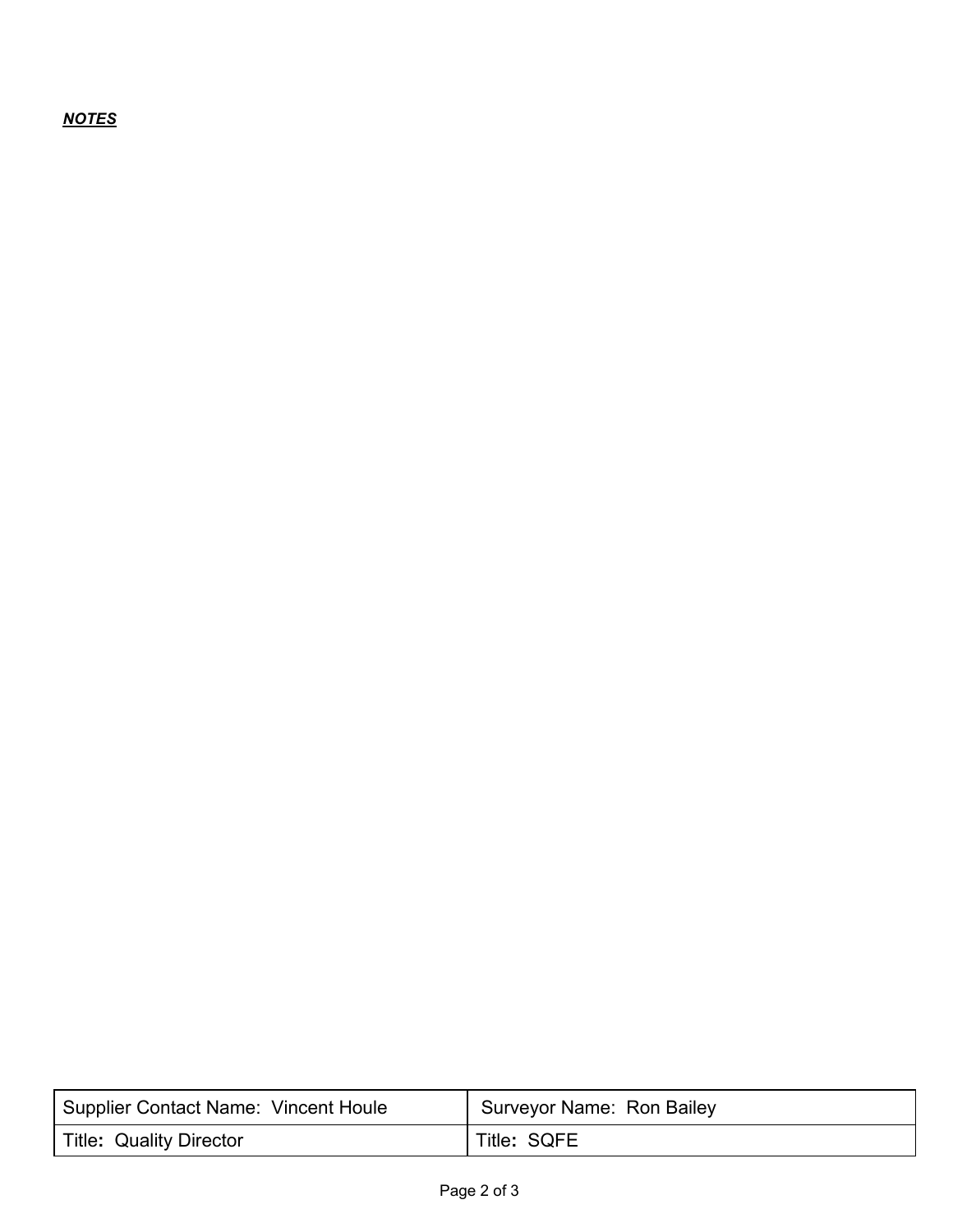***NOTES***

| Supplier Contact Name: Vincent Houle | Surveyor Name: Ron Bailey |
| --- | --- |
| Title**:** Quality Director | Title**:** SQFE |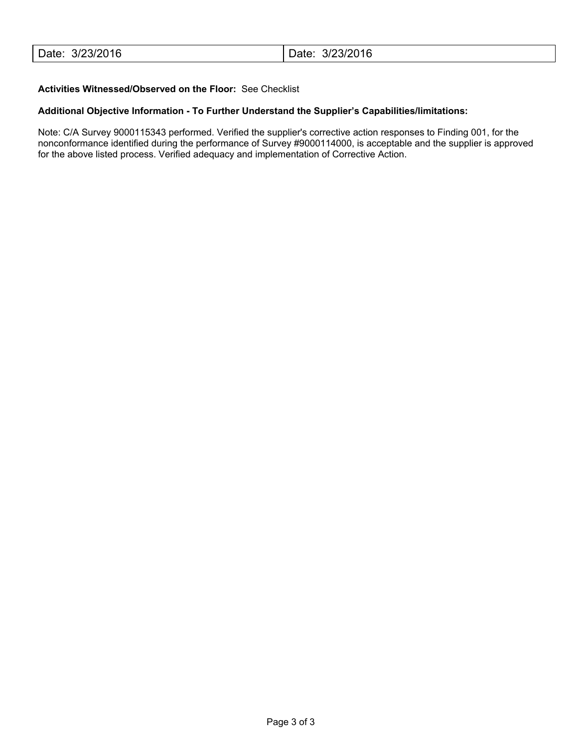| | |
|---|---|
| Date: 3/23/2016 | Date: 3/23/2016 |

**Activities Witnessed/Observed on the Floor:** See Checklist

**Additional Objective Information - To Further Understand the Supplier's Capabilities/limitations:**

Note: C/A Survey 9000115343 performed. Verified the supplier's corrective action responses to Finding 001, for the nonconformance identified during the performance of Survey #9000114000, is acceptable and the supplier is approved for the above listed process. Verified adequacy and implementation of Corrective Action.